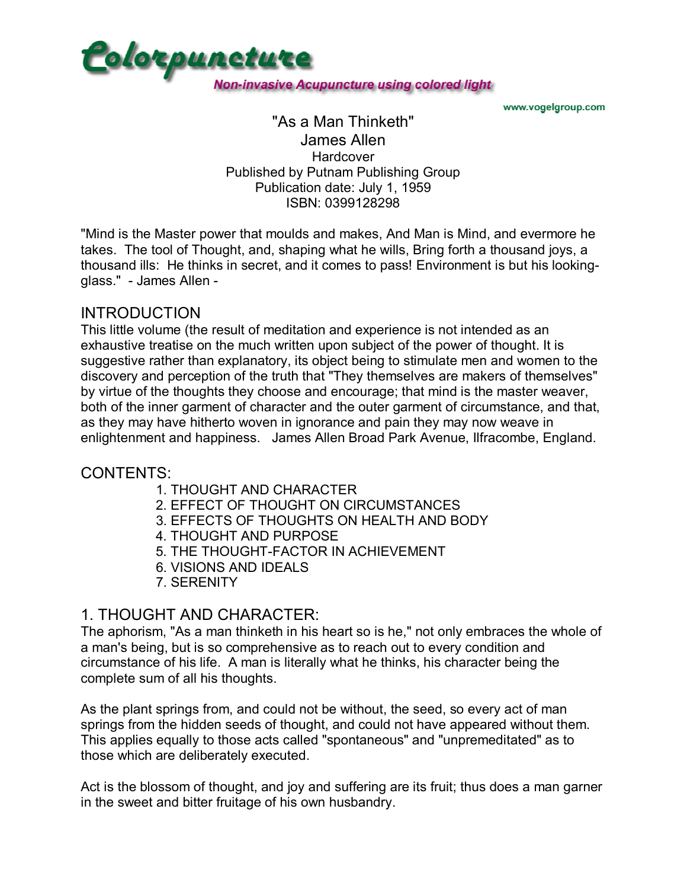# Colorpuncture

**Non-invasive Acupuncture using colored light**

www.vogelgroup.com

"As a Man Thinketh"
James Allen
Hardcover
Published by Putnam Publishing Group
Publication date: July 1, 1959
ISBN: 0399128298

"Mind is the Master power that moulds and makes, And Man is Mind, and evermore he takes. The tool of Thought, and, shaping what he wills, Bring forth a thousand joys, a thousand ills: He thinks in secret, and it comes to pass! Environment is but his looking-glass." - James Allen -

## INTRODUCTION

This little volume (the result of meditation and experience is not intended as an exhaustive treatise on the much written upon subject of the power of thought. It is suggestive rather than explanatory, its object being to stimulate men and women to the discovery and perception of the truth that "They themselves are makers of themselves" by virtue of the thoughts they choose and encourage; that mind is the master weaver, both of the inner garment of character and the outer garment of circumstance, and that, as they may have hitherto woven in ignorance and pain they may now weave in enlightenment and happiness. James Allen Broad Park Avenue, Ilfracombe, England.

## CONTENTS:

1. THOUGHT AND CHARACTER
2. EFFECT OF THOUGHT ON CIRCUMSTANCES
3. EFFECTS OF THOUGHTS ON HEALTH AND BODY
4. THOUGHT AND PURPOSE
5. THE THOUGHT-FACTOR IN ACHIEVEMENT
6. VISIONS AND IDEALS
7. SERENITY

## 1. THOUGHT AND CHARACTER:

The aphorism, "As a man thinketh in his heart so is he," not only embraces the whole of a man's being, but is so comprehensive as to reach out to every condition and circumstance of his life. A man is literally what he thinks, his character being the complete sum of all his thoughts.

As the plant springs from, and could not be without, the seed, so every act of man springs from the hidden seeds of thought, and could not have appeared without them. This applies equally to those acts called "spontaneous" and "unpremeditated" as to those which are deliberately executed.

Act is the blossom of thought, and joy and suffering are its fruit; thus does a man garner in the sweet and bitter fruitage of his own husbandry.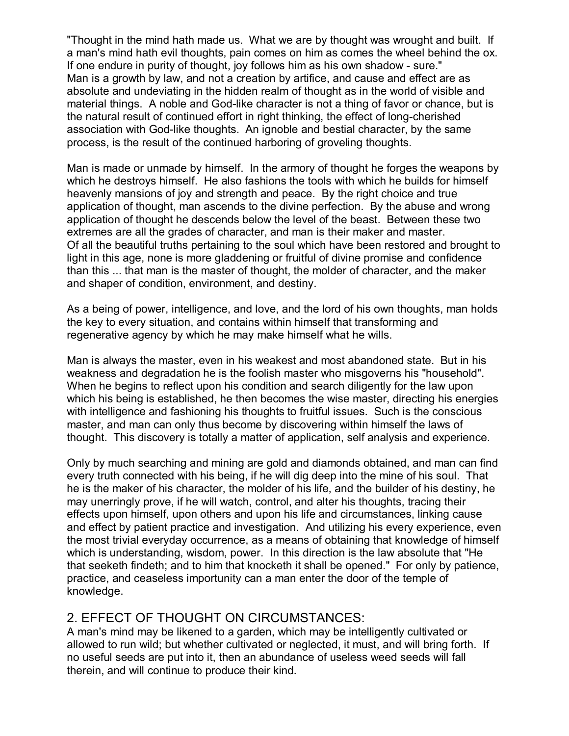"Thought in the mind hath made us. What we are by thought was wrought and built. If a man's mind hath evil thoughts, pain comes on him as comes the wheel behind the ox. If one endure in purity of thought, joy follows him as his own shadow - sure."

Man is a growth by law, and not a creation by artifice, and cause and effect are as absolute and undeviating in the hidden realm of thought as in the world of visible and material things. A noble and God-like character is not a thing of favor or chance, but is the natural result of continued effort in right thinking, the effect of long-cherished association with God-like thoughts. An ignoble and bestial character, by the same process, is the result of the continued harboring of groveling thoughts.

Man is made or unmade by himself. In the armory of thought he forges the weapons by which he destroys himself. He also fashions the tools with which he builds for himself heavenly mansions of joy and strength and peace. By the right choice and true application of thought, man ascends to the divine perfection. By the abuse and wrong application of thought he descends below the level of the beast. Between these two extremes are all the grades of character, and man is their maker and master.

Of all the beautiful truths pertaining to the soul which have been restored and brought to light in this age, none is more gladdening or fruitful of divine promise and confidence than this ... that man is the master of thought, the molder of character, and the maker and shaper of condition, environment, and destiny.

As a being of power, intelligence, and love, and the lord of his own thoughts, man holds the key to every situation, and contains within himself that transforming and regenerative agency by which he may make himself what he wills.

Man is always the master, even in his weakest and most abandoned state. But in his weakness and degradation he is the foolish master who misgoverns his "household". When he begins to reflect upon his condition and search diligently for the law upon which his being is established, he then becomes the wise master, directing his energies with intelligence and fashioning his thoughts to fruitful issues. Such is the conscious master, and man can only thus become by discovering within himself the laws of thought. This discovery is totally a matter of application, self analysis and experience.

Only by much searching and mining are gold and diamonds obtained, and man can find every truth connected with his being, if he will dig deep into the mine of his soul. That he is the maker of his character, the molder of his life, and the builder of his destiny, he may unerringly prove, if he will watch, control, and alter his thoughts, tracing their effects upon himself, upon others and upon his life and circumstances, linking cause and effect by patient practice and investigation. And utilizing his every experience, even the most trivial everyday occurrence, as a means of obtaining that knowledge of himself which is understanding, wisdom, power. In this direction is the law absolute that "He that seeketh findeth; and to him that knocketh it shall be opened." For only by patience, practice, and ceaseless importunity can a man enter the door of the temple of knowledge.

## 2. EFFECT OF THOUGHT ON CIRCUMSTANCES:

A man's mind may be likened to a garden, which may be intelligently cultivated or allowed to run wild; but whether cultivated or neglected, it must, and will bring forth. If no useful seeds are put into it, then an abundance of useless weed seeds will fall therein, and will continue to produce their kind.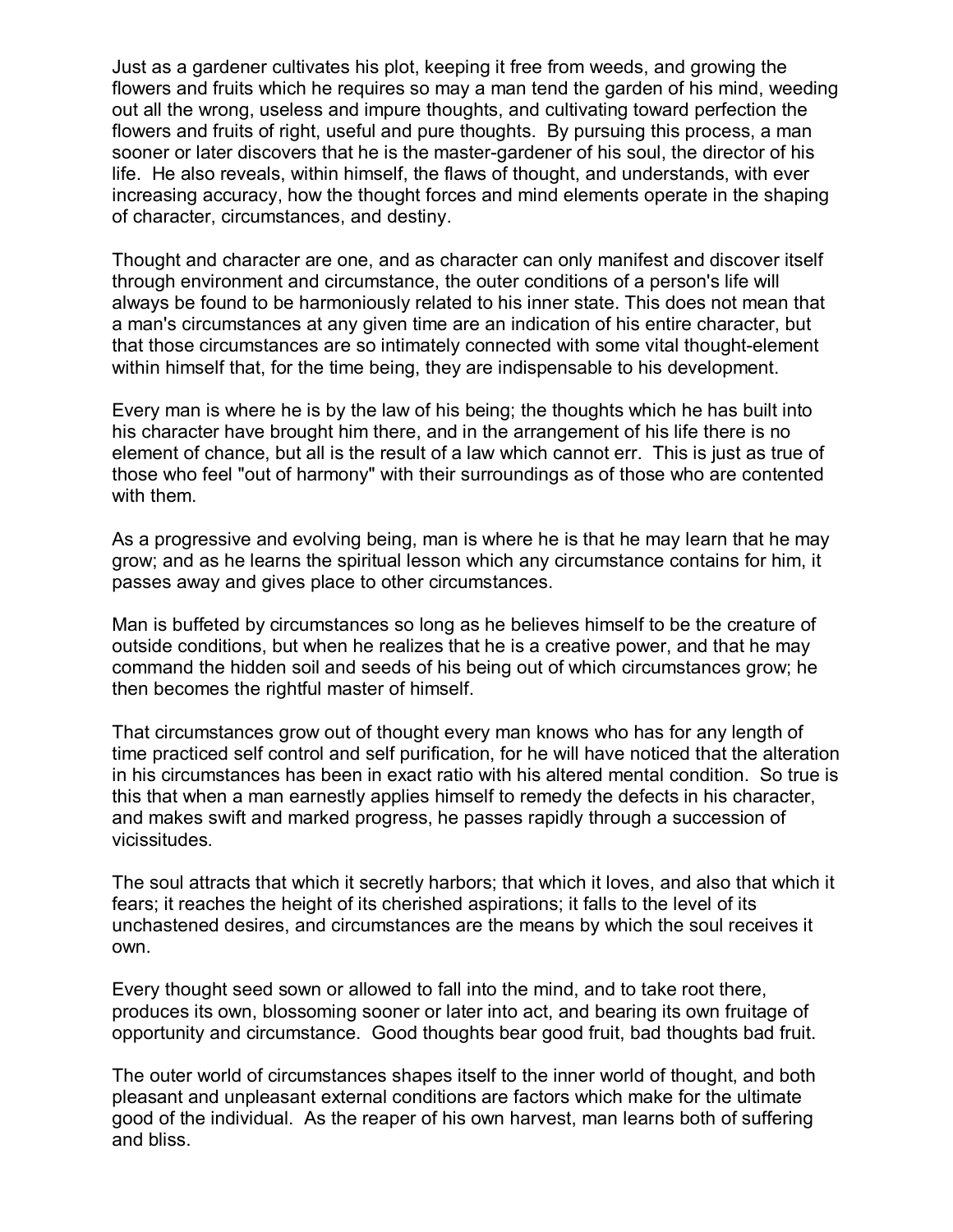Just as a gardener cultivates his plot, keeping it free from weeds, and growing the flowers and fruits which he requires so may a man tend the garden of his mind, weeding out all the wrong, useless and impure thoughts, and cultivating toward perfection the flowers and fruits of right, useful and pure thoughts. By pursuing this process, a man sooner or later discovers that he is the master-gardener of his soul, the director of his life. He also reveals, within himself, the flaws of thought, and understands, with ever increasing accuracy, how the thought forces and mind elements operate in the shaping of character, circumstances, and destiny.

Thought and character are one, and as character can only manifest and discover itself through environment and circumstance, the outer conditions of a person's life will always be found to be harmoniously related to his inner state. This does not mean that a man's circumstances at any given time are an indication of his entire character, but that those circumstances are so intimately connected with some vital thought-element within himself that, for the time being, they are indispensable to his development.

Every man is where he is by the law of his being; the thoughts which he has built into his character have brought him there, and in the arrangement of his life there is no element of chance, but all is the result of a law which cannot err. This is just as true of those who feel "out of harmony" with their surroundings as of those who are contented with them.

As a progressive and evolving being, man is where he is that he may learn that he may grow; and as he learns the spiritual lesson which any circumstance contains for him, it passes away and gives place to other circumstances.

Man is buffeted by circumstances so long as he believes himself to be the creature of outside conditions, but when he realizes that he is a creative power, and that he may command the hidden soil and seeds of his being out of which circumstances grow; he then becomes the rightful master of himself.

That circumstances grow out of thought every man knows who has for any length of time practiced self control and self purification, for he will have noticed that the alteration in his circumstances has been in exact ratio with his altered mental condition. So true is this that when a man earnestly applies himself to remedy the defects in his character, and makes swift and marked progress, he passes rapidly through a succession of vicissitudes.

The soul attracts that which it secretly harbors; that which it loves, and also that which it fears; it reaches the height of its cherished aspirations; it falls to the level of its unchastened desires, and circumstances are the means by which the soul receives it own.

Every thought seed sown or allowed to fall into the mind, and to take root there, produces its own, blossoming sooner or later into act, and bearing its own fruitage of opportunity and circumstance. Good thoughts bear good fruit, bad thoughts bad fruit.

The outer world of circumstances shapes itself to the inner world of thought, and both pleasant and unpleasant external conditions are factors which make for the ultimate good of the individual. As the reaper of his own harvest, man learns both of suffering and bliss.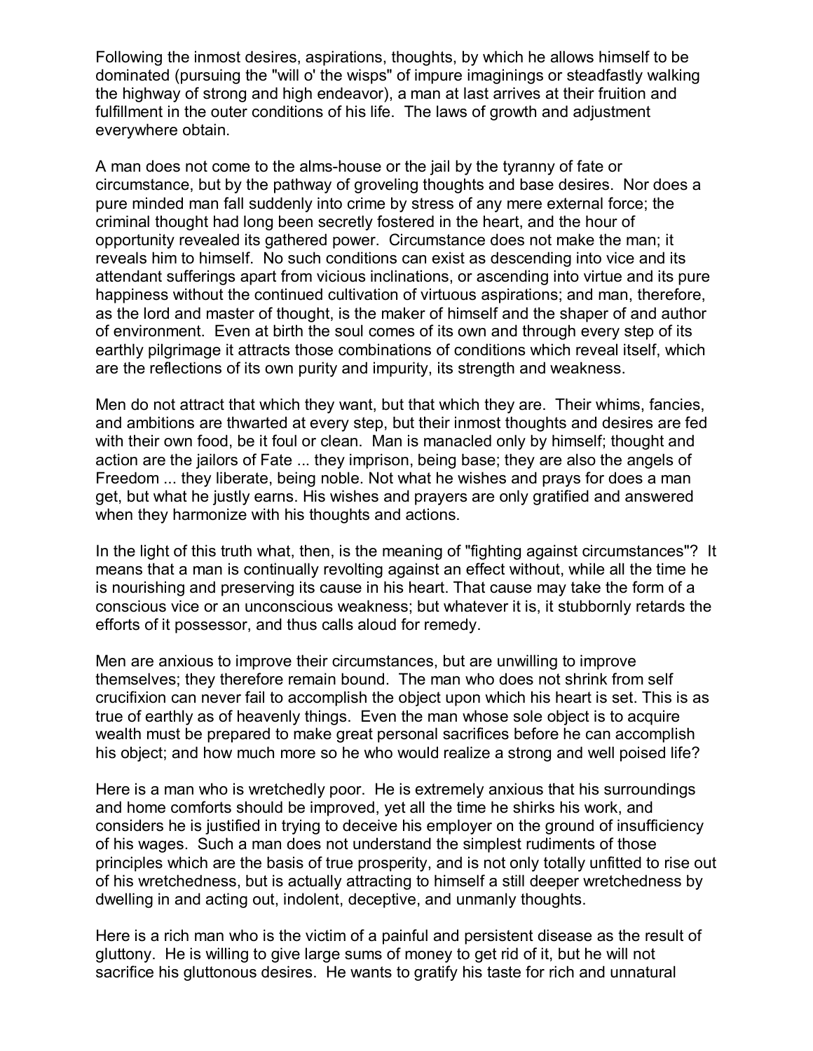Following the inmost desires, aspirations, thoughts, by which he allows himself to be dominated (pursuing the "will o' the wisps" of impure imaginings or steadfastly walking the highway of strong and high endeavor), a man at last arrives at their fruition and fulfillment in the outer conditions of his life. The laws of growth and adjustment everywhere obtain.

A man does not come to the alms-house or the jail by the tyranny of fate or circumstance, but by the pathway of groveling thoughts and base desires. Nor does a pure minded man fall suddenly into crime by stress of any mere external force; the criminal thought had long been secretly fostered in the heart, and the hour of opportunity revealed its gathered power. Circumstance does not make the man; it reveals him to himself. No such conditions can exist as descending into vice and its attendant sufferings apart from vicious inclinations, or ascending into virtue and its pure happiness without the continued cultivation of virtuous aspirations; and man, therefore, as the lord and master of thought, is the maker of himself and the shaper of and author of environment. Even at birth the soul comes of its own and through every step of its earthly pilgrimage it attracts those combinations of conditions which reveal itself, which are the reflections of its own purity and impurity, its strength and weakness.

Men do not attract that which they want, but that which they are. Their whims, fancies, and ambitions are thwarted at every step, but their inmost thoughts and desires are fed with their own food, be it foul or clean. Man is manacled only by himself; thought and action are the jailors of Fate ... they imprison, being base; they are also the angels of Freedom ... they liberate, being noble. Not what he wishes and prays for does a man get, but what he justly earns. His wishes and prayers are only gratified and answered when they harmonize with his thoughts and actions.

In the light of this truth what, then, is the meaning of "fighting against circumstances"? It means that a man is continually revolting against an effect without, while all the time he is nourishing and preserving its cause in his heart. That cause may take the form of a conscious vice or an unconscious weakness; but whatever it is, it stubbornly retards the efforts of it possessor, and thus calls aloud for remedy.

Men are anxious to improve their circumstances, but are unwilling to improve themselves; they therefore remain bound. The man who does not shrink from self crucifixion can never fail to accomplish the object upon which his heart is set. This is as true of earthly as of heavenly things. Even the man whose sole object is to acquire wealth must be prepared to make great personal sacrifices before he can accomplish his object; and how much more so he who would realize a strong and well poised life?

Here is a man who is wretchedly poor. He is extremely anxious that his surroundings and home comforts should be improved, yet all the time he shirks his work, and considers he is justified in trying to deceive his employer on the ground of insufficiency of his wages. Such a man does not understand the simplest rudiments of those principles which are the basis of true prosperity, and is not only totally unfitted to rise out of his wretchedness, but is actually attracting to himself a still deeper wretchedness by dwelling in and acting out, indolent, deceptive, and unmanly thoughts.

Here is a rich man who is the victim of a painful and persistent disease as the result of gluttony. He is willing to give large sums of money to get rid of it, but he will not sacrifice his gluttonous desires. He wants to gratify his taste for rich and unnatural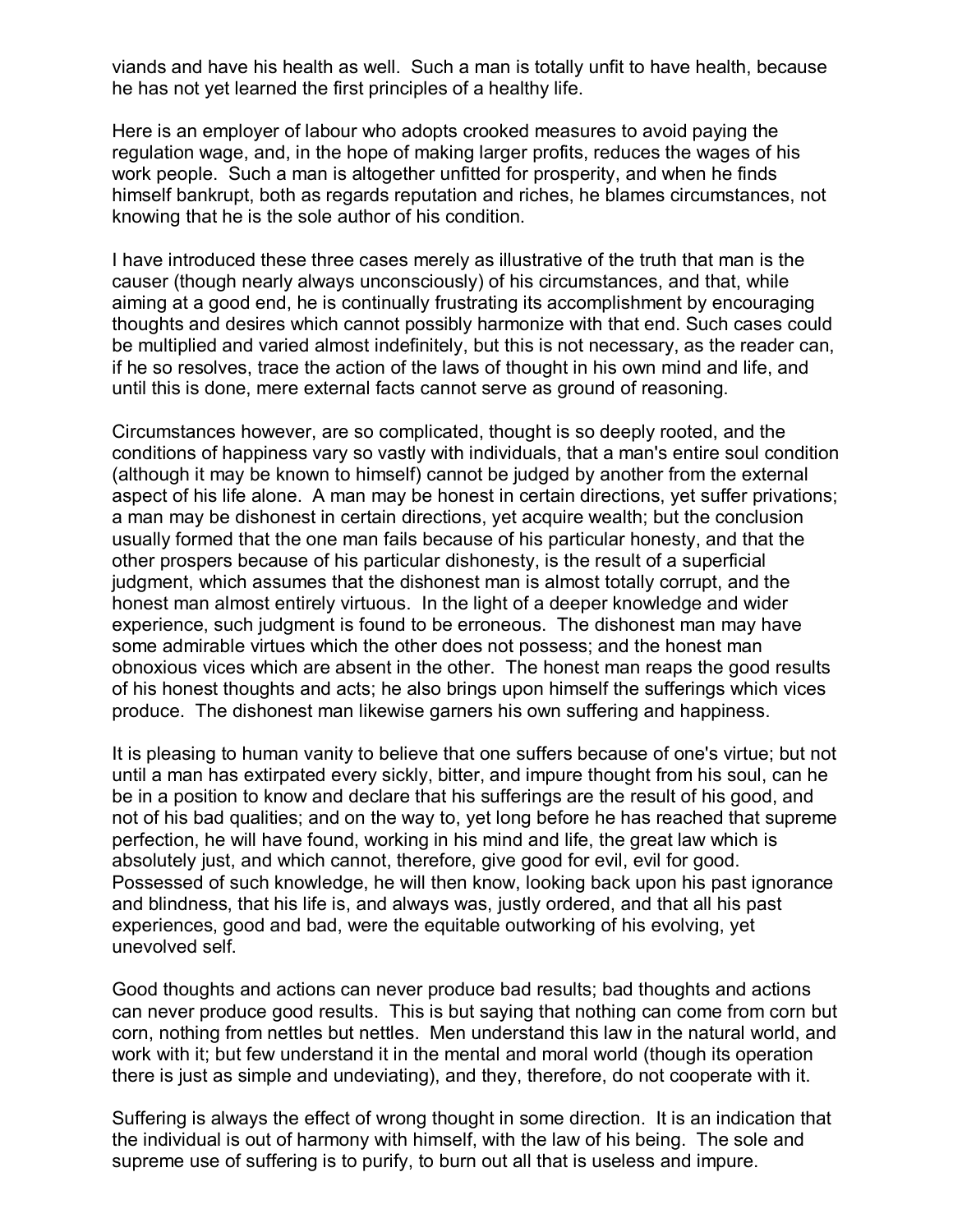viands and have his health as well. Such a man is totally unfit to have health, because he has not yet learned the first principles of a healthy life.

Here is an employer of labour who adopts crooked measures to avoid paying the regulation wage, and, in the hope of making larger profits, reduces the wages of his work people. Such a man is altogether unfitted for prosperity, and when he finds himself bankrupt, both as regards reputation and riches, he blames circumstances, not knowing that he is the sole author of his condition.

I have introduced these three cases merely as illustrative of the truth that man is the causer (though nearly always unconsciously) of his circumstances, and that, while aiming at a good end, he is continually frustrating its accomplishment by encouraging thoughts and desires which cannot possibly harmonize with that end. Such cases could be multiplied and varied almost indefinitely, but this is not necessary, as the reader can, if he so resolves, trace the action of the laws of thought in his own mind and life, and until this is done, mere external facts cannot serve as ground of reasoning.

Circumstances however, are so complicated, thought is so deeply rooted, and the conditions of happiness vary so vastly with individuals, that a man's entire soul condition (although it may be known to himself) cannot be judged by another from the external aspect of his life alone. A man may be honest in certain directions, yet suffer privations; a man may be dishonest in certain directions, yet acquire wealth; but the conclusion usually formed that the one man fails because of his particular honesty, and that the other prospers because of his particular dishonesty, is the result of a superficial judgment, which assumes that the dishonest man is almost totally corrupt, and the honest man almost entirely virtuous. In the light of a deeper knowledge and wider experience, such judgment is found to be erroneous. The dishonest man may have some admirable virtues which the other does not possess; and the honest man obnoxious vices which are absent in the other. The honest man reaps the good results of his honest thoughts and acts; he also brings upon himself the sufferings which vices produce. The dishonest man likewise garners his own suffering and happiness.

It is pleasing to human vanity to believe that one suffers because of one's virtue; but not until a man has extirpated every sickly, bitter, and impure thought from his soul, can he be in a position to know and declare that his sufferings are the result of his good, and not of his bad qualities; and on the way to, yet long before he has reached that supreme perfection, he will have found, working in his mind and life, the great law which is absolutely just, and which cannot, therefore, give good for evil, evil for good. Possessed of such knowledge, he will then know, looking back upon his past ignorance and blindness, that his life is, and always was, justly ordered, and that all his past experiences, good and bad, were the equitable outworking of his evolving, yet unevolved self.

Good thoughts and actions can never produce bad results; bad thoughts and actions can never produce good results. This is but saying that nothing can come from corn but corn, nothing from nettles but nettles. Men understand this law in the natural world, and work with it; but few understand it in the mental and moral world (though its operation there is just as simple and undeviating), and they, therefore, do not cooperate with it.

Suffering is always the effect of wrong thought in some direction. It is an indication that the individual is out of harmony with himself, with the law of his being. The sole and supreme use of suffering is to purify, to burn out all that is useless and impure.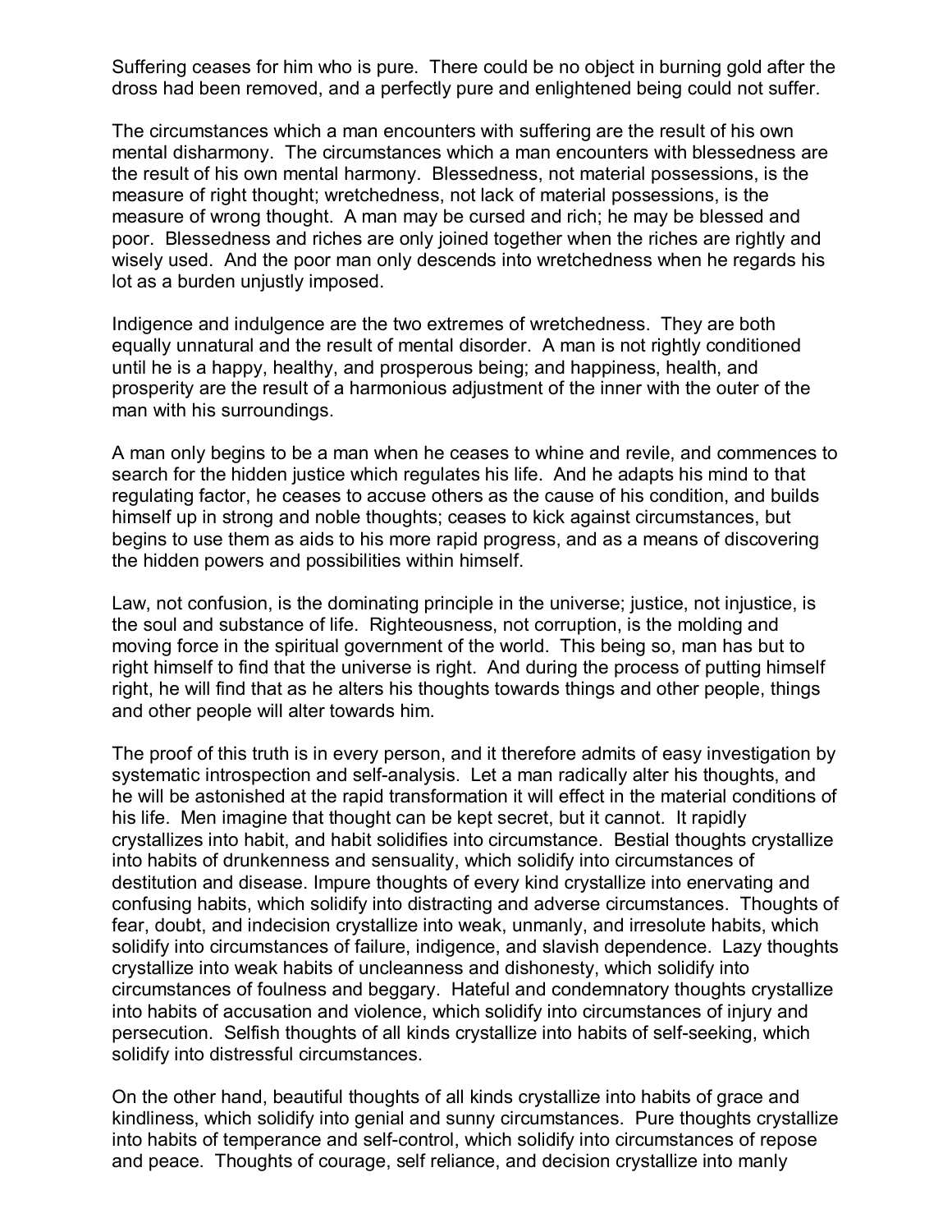Suffering ceases for him who is pure. There could be no object in burning gold after the dross had been removed, and a perfectly pure and enlightened being could not suffer.

The circumstances which a man encounters with suffering are the result of his own mental disharmony. The circumstances which a man encounters with blessedness are the result of his own mental harmony. Blessedness, not material possessions, is the measure of right thought; wretchedness, not lack of material possessions, is the measure of wrong thought. A man may be cursed and rich; he may be blessed and poor. Blessedness and riches are only joined together when the riches are rightly and wisely used. And the poor man only descends into wretchedness when he regards his lot as a burden unjustly imposed.

Indigence and indulgence are the two extremes of wretchedness. They are both equally unnatural and the result of mental disorder. A man is not rightly conditioned until he is a happy, healthy, and prosperous being; and happiness, health, and prosperity are the result of a harmonious adjustment of the inner with the outer of the man with his surroundings.

A man only begins to be a man when he ceases to whine and revile, and commences to search for the hidden justice which regulates his life. And he adapts his mind to that regulating factor, he ceases to accuse others as the cause of his condition, and builds himself up in strong and noble thoughts; ceases to kick against circumstances, but begins to use them as aids to his more rapid progress, and as a means of discovering the hidden powers and possibilities within himself.

Law, not confusion, is the dominating principle in the universe; justice, not injustice, is the soul and substance of life. Righteousness, not corruption, is the molding and moving force in the spiritual government of the world. This being so, man has but to right himself to find that the universe is right. And during the process of putting himself right, he will find that as he alters his thoughts towards things and other people, things and other people will alter towards him.

The proof of this truth is in every person, and it therefore admits of easy investigation by systematic introspection and self-analysis. Let a man radically alter his thoughts, and he will be astonished at the rapid transformation it will effect in the material conditions of his life. Men imagine that thought can be kept secret, but it cannot. It rapidly crystallizes into habit, and habit solidifies into circumstance. Bestial thoughts crystallize into habits of drunkenness and sensuality, which solidify into circumstances of destitution and disease. Impure thoughts of every kind crystallize into enervating and confusing habits, which solidify into distracting and adverse circumstances. Thoughts of fear, doubt, and indecision crystallize into weak, unmanly, and irresolute habits, which solidify into circumstances of failure, indigence, and slavish dependence. Lazy thoughts crystallize into weak habits of uncleanness and dishonesty, which solidify into circumstances of foulness and beggary. Hateful and condemnatory thoughts crystallize into habits of accusation and violence, which solidify into circumstances of injury and persecution. Selfish thoughts of all kinds crystallize into habits of self-seeking, which solidify into distressful circumstances.

On the other hand, beautiful thoughts of all kinds crystallize into habits of grace and kindliness, which solidify into genial and sunny circumstances. Pure thoughts crystallize into habits of temperance and self-control, which solidify into circumstances of repose and peace. Thoughts of courage, self reliance, and decision crystallize into manly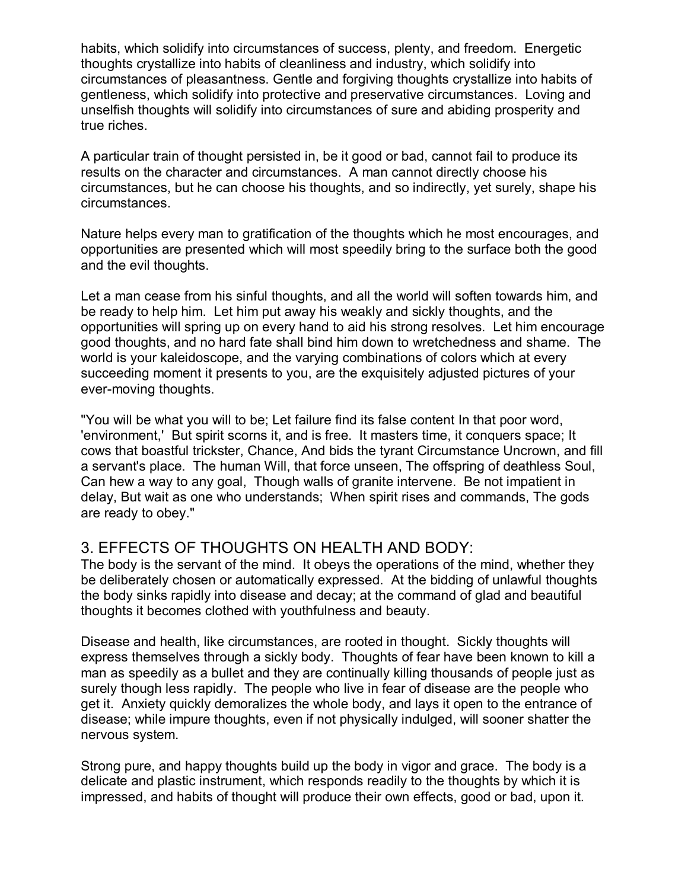habits, which solidify into circumstances of success, plenty, and freedom. Energetic thoughts crystallize into habits of cleanliness and industry, which solidify into circumstances of pleasantness. Gentle and forgiving thoughts crystallize into habits of gentleness, which solidify into protective and preservative circumstances. Loving and unselfish thoughts will solidify into circumstances of sure and abiding prosperity and true riches.

A particular train of thought persisted in, be it good or bad, cannot fail to produce its results on the character and circumstances. A man cannot directly choose his circumstances, but he can choose his thoughts, and so indirectly, yet surely, shape his circumstances.

Nature helps every man to gratification of the thoughts which he most encourages, and opportunities are presented which will most speedily bring to the surface both the good and the evil thoughts.

Let a man cease from his sinful thoughts, and all the world will soften towards him, and be ready to help him. Let him put away his weakly and sickly thoughts, and the opportunities will spring up on every hand to aid his strong resolves. Let him encourage good thoughts, and no hard fate shall bind him down to wretchedness and shame. The world is your kaleidoscope, and the varying combinations of colors which at every succeeding moment it presents to you, are the exquisitely adjusted pictures of your ever-moving thoughts.

"You will be what you will to be; Let failure find its false content In that poor word, 'environment,' But spirit scorns it, and is free. It masters time, it conquers space; It cows that boastful trickster, Chance, And bids the tyrant Circumstance Uncrown, and fill a servant's place. The human Will, that force unseen, The offspring of deathless Soul, Can hew a way to any goal, Though walls of granite intervene. Be not impatient in delay, But wait as one who understands; When spirit rises and commands, The gods are ready to obey."

## 3. EFFECTS OF THOUGHTS ON HEALTH AND BODY:

The body is the servant of the mind. It obeys the operations of the mind, whether they be deliberately chosen or automatically expressed. At the bidding of unlawful thoughts the body sinks rapidly into disease and decay; at the command of glad and beautiful thoughts it becomes clothed with youthfulness and beauty.

Disease and health, like circumstances, are rooted in thought. Sickly thoughts will express themselves through a sickly body. Thoughts of fear have been known to kill a man as speedily as a bullet and they are continually killing thousands of people just as surely though less rapidly. The people who live in fear of disease are the people who get it. Anxiety quickly demoralizes the whole body, and lays it open to the entrance of disease; while impure thoughts, even if not physically indulged, will sooner shatter the nervous system.

Strong pure, and happy thoughts build up the body in vigor and grace. The body is a delicate and plastic instrument, which responds readily to the thoughts by which it is impressed, and habits of thought will produce their own effects, good or bad, upon it.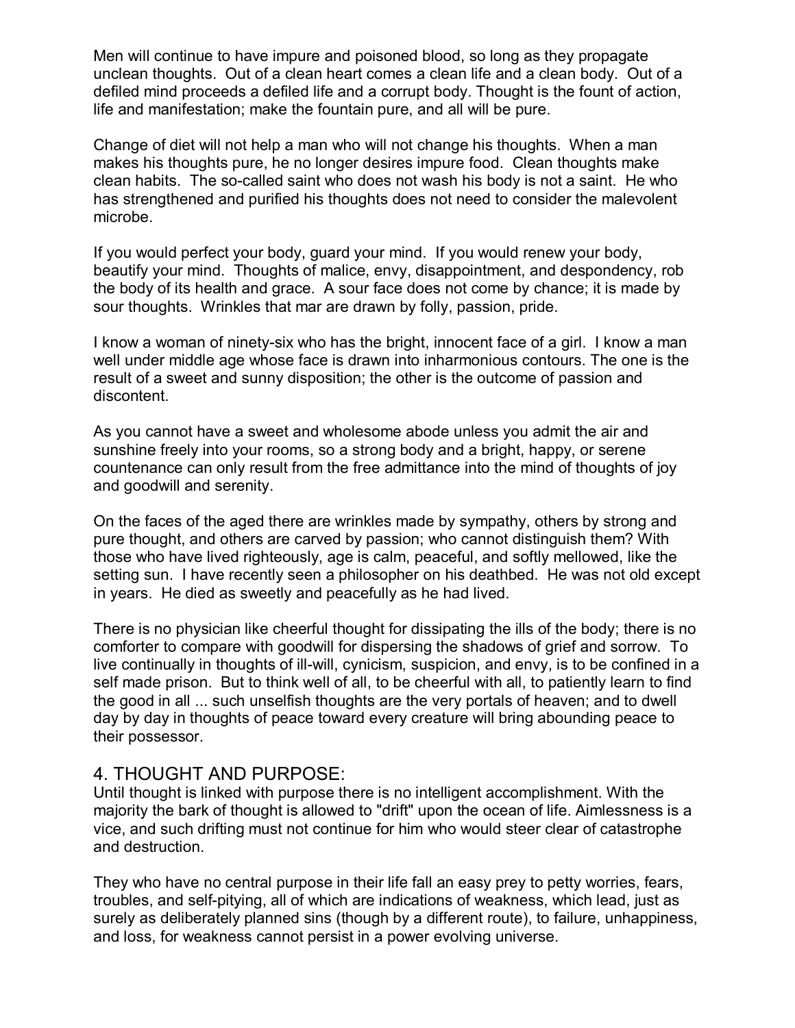Men will continue to have impure and poisoned blood, so long as they propagate unclean thoughts. Out of a clean heart comes a clean life and a clean body. Out of a defiled mind proceeds a defiled life and a corrupt body. Thought is the fount of action, life and manifestation; make the fountain pure, and all will be pure.

Change of diet will not help a man who will not change his thoughts. When a man makes his thoughts pure, he no longer desires impure food. Clean thoughts make clean habits. The so-called saint who does not wash his body is not a saint. He who has strengthened and purified his thoughts does not need to consider the malevolent microbe.

If you would perfect your body, guard your mind. If you would renew your body, beautify your mind. Thoughts of malice, envy, disappointment, and despondency, rob the body of its health and grace. A sour face does not come by chance; it is made by sour thoughts. Wrinkles that mar are drawn by folly, passion, pride.

I know a woman of ninety-six who has the bright, innocent face of a girl. I know a man well under middle age whose face is drawn into inharmonious contours. The one is the result of a sweet and sunny disposition; the other is the outcome of passion and discontent.

As you cannot have a sweet and wholesome abode unless you admit the air and sunshine freely into your rooms, so a strong body and a bright, happy, or serene countenance can only result from the free admittance into the mind of thoughts of joy and goodwill and serenity.

On the faces of the aged there are wrinkles made by sympathy, others by strong and pure thought, and others are carved by passion; who cannot distinguish them? With those who have lived righteously, age is calm, peaceful, and softly mellowed, like the setting sun. I have recently seen a philosopher on his deathbed. He was not old except in years. He died as sweetly and peacefully as he had lived.

There is no physician like cheerful thought for dissipating the ills of the body; there is no comforter to compare with goodwill for dispersing the shadows of grief and sorrow. To live continually in thoughts of ill-will, cynicism, suspicion, and envy, is to be confined in a self made prison. But to think well of all, to be cheerful with all, to patiently learn to find the good in all ... such unselfish thoughts are the very portals of heaven; and to dwell day by day in thoughts of peace toward every creature will bring abounding peace to their possessor.

## 4. THOUGHT AND PURPOSE:

Until thought is linked with purpose there is no intelligent accomplishment. With the majority the bark of thought is allowed to "drift" upon the ocean of life. Aimlessness is a vice, and such drifting must not continue for him who would steer clear of catastrophe and destruction.

They who have no central purpose in their life fall an easy prey to petty worries, fears, troubles, and self-pitying, all of which are indications of weakness, which lead, just as surely as deliberately planned sins (though by a different route), to failure, unhappiness, and loss, for weakness cannot persist in a power evolving universe.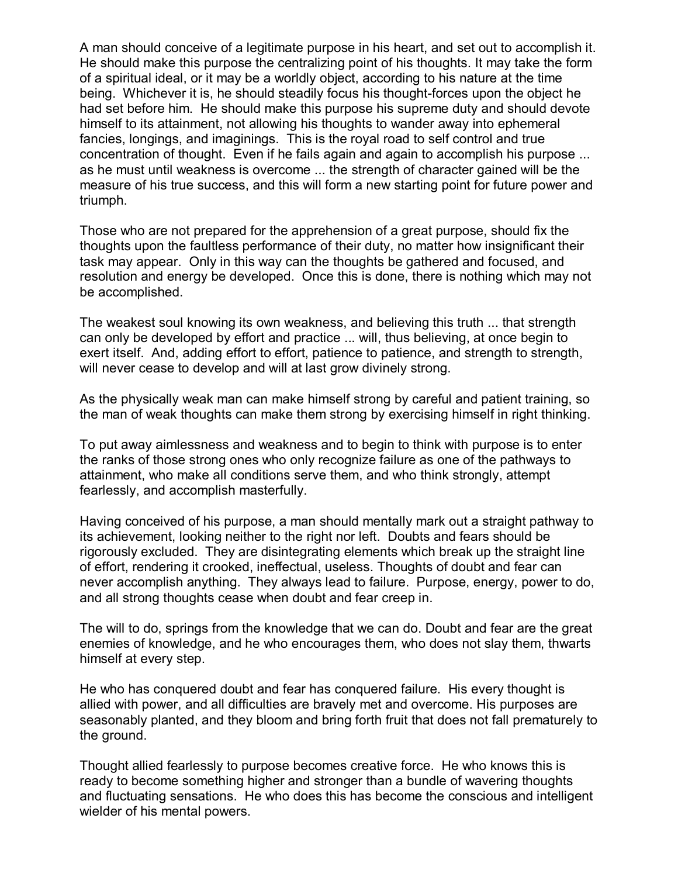A man should conceive of a legitimate purpose in his heart, and set out to accomplish it. He should make this purpose the centralizing point of his thoughts. It may take the form of a spiritual ideal, or it may be a worldly object, according to his nature at the time being. Whichever it is, he should steadily focus his thought-forces upon the object he had set before him. He should make this purpose his supreme duty and should devote himself to its attainment, not allowing his thoughts to wander away into ephemeral fancies, longings, and imaginings. This is the royal road to self control and true concentration of thought. Even if he fails again and again to accomplish his purpose ... as he must until weakness is overcome ... the strength of character gained will be the measure of his true success, and this will form a new starting point for future power and triumph.

Those who are not prepared for the apprehension of a great purpose, should fix the thoughts upon the faultless performance of their duty, no matter how insignificant their task may appear. Only in this way can the thoughts be gathered and focused, and resolution and energy be developed. Once this is done, there is nothing which may not be accomplished.

The weakest soul knowing its own weakness, and believing this truth ... that strength can only be developed by effort and practice ... will, thus believing, at once begin to exert itself. And, adding effort to effort, patience to patience, and strength to strength, will never cease to develop and will at last grow divinely strong.

As the physically weak man can make himself strong by careful and patient training, so the man of weak thoughts can make them strong by exercising himself in right thinking.

To put away aimlessness and weakness and to begin to think with purpose is to enter the ranks of those strong ones who only recognize failure as one of the pathways to attainment, who make all conditions serve them, and who think strongly, attempt fearlessly, and accomplish masterfully.

Having conceived of his purpose, a man should mentally mark out a straight pathway to its achievement, looking neither to the right nor left. Doubts and fears should be rigorously excluded. They are disintegrating elements which break up the straight line of effort, rendering it crooked, ineffectual, useless. Thoughts of doubt and fear can never accomplish anything. They always lead to failure. Purpose, energy, power to do, and all strong thoughts cease when doubt and fear creep in.

The will to do, springs from the knowledge that we can do. Doubt and fear are the great enemies of knowledge, and he who encourages them, who does not slay them, thwarts himself at every step.

He who has conquered doubt and fear has conquered failure. His every thought is allied with power, and all difficulties are bravely met and overcome. His purposes are seasonably planted, and they bloom and bring forth fruit that does not fall prematurely to the ground.

Thought allied fearlessly to purpose becomes creative force. He who knows this is ready to become something higher and stronger than a bundle of wavering thoughts and fluctuating sensations. He who does this has become the conscious and intelligent wielder of his mental powers.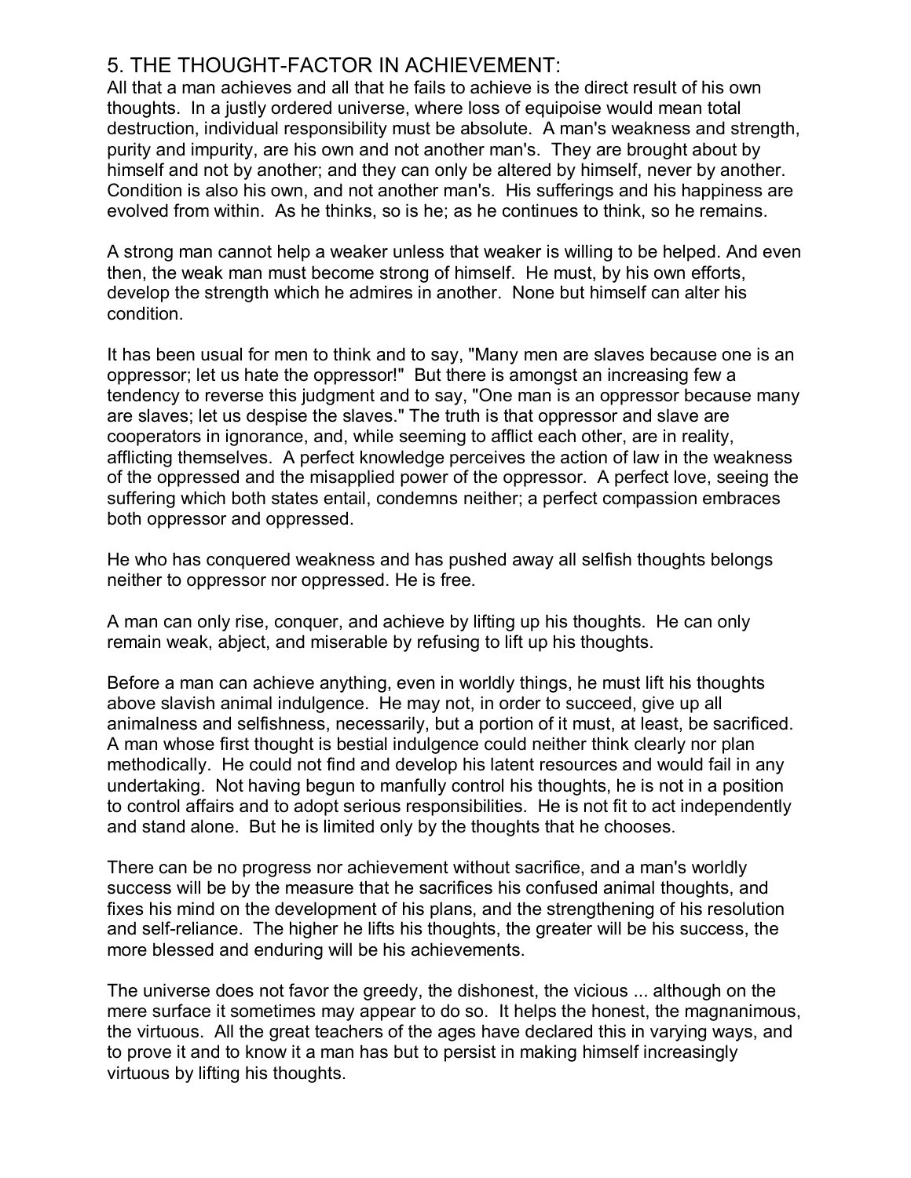## 5. THE THOUGHT-FACTOR IN ACHIEVEMENT:

All that a man achieves and all that he fails to achieve is the direct result of his own thoughts. In a justly ordered universe, where loss of equipoise would mean total destruction, individual responsibility must be absolute. A man's weakness and strength, purity and impurity, are his own and not another man's. They are brought about by himself and not by another; and they can only be altered by himself, never by another. Condition is also his own, and not another man's. His sufferings and his happiness are evolved from within. As he thinks, so is he; as he continues to think, so he remains.

A strong man cannot help a weaker unless that weaker is willing to be helped. And even then, the weak man must become strong of himself. He must, by his own efforts, develop the strength which he admires in another. None but himself can alter his condition.

It has been usual for men to think and to say, "Many men are slaves because one is an oppressor; let us hate the oppressor!" But there is amongst an increasing few a tendency to reverse this judgment and to say, "One man is an oppressor because many are slaves; let us despise the slaves." The truth is that oppressor and slave are cooperators in ignorance, and, while seeming to afflict each other, are in reality, afflicting themselves. A perfect knowledge perceives the action of law in the weakness of the oppressed and the misapplied power of the oppressor. A perfect love, seeing the suffering which both states entail, condemns neither; a perfect compassion embraces both oppressor and oppressed.

He who has conquered weakness and has pushed away all selfish thoughts belongs neither to oppressor nor oppressed. He is free.

A man can only rise, conquer, and achieve by lifting up his thoughts. He can only remain weak, abject, and miserable by refusing to lift up his thoughts.

Before a man can achieve anything, even in worldly things, he must lift his thoughts above slavish animal indulgence. He may not, in order to succeed, give up all animalness and selfishness, necessarily, but a portion of it must, at least, be sacrificed. A man whose first thought is bestial indulgence could neither think clearly nor plan methodically. He could not find and develop his latent resources and would fail in any undertaking. Not having begun to manfully control his thoughts, he is not in a position to control affairs and to adopt serious responsibilities. He is not fit to act independently and stand alone. But he is limited only by the thoughts that he chooses.

There can be no progress nor achievement without sacrifice, and a man's worldly success will be by the measure that he sacrifices his confused animal thoughts, and fixes his mind on the development of his plans, and the strengthening of his resolution and self-reliance. The higher he lifts his thoughts, the greater will be his success, the more blessed and enduring will be his achievements.

The universe does not favor the greedy, the dishonest, the vicious ... although on the mere surface it sometimes may appear to do so. It helps the honest, the magnanimous, the virtuous. All the great teachers of the ages have declared this in varying ways, and to prove it and to know it a man has but to persist in making himself increasingly virtuous by lifting his thoughts.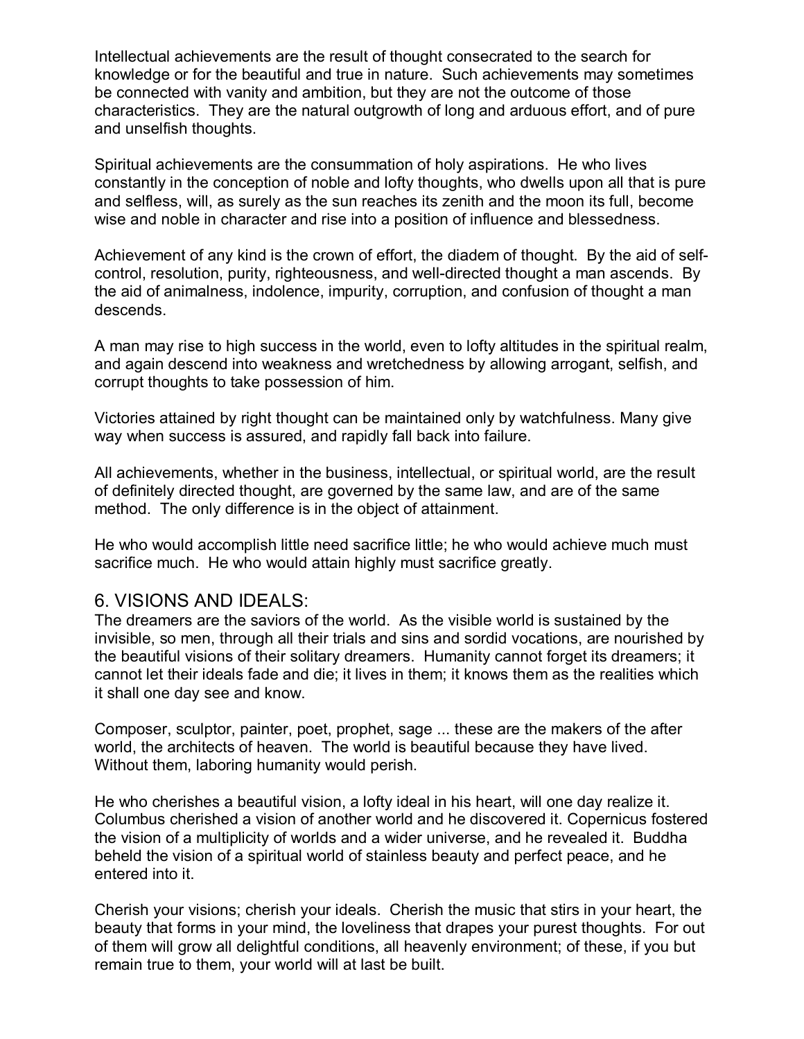Intellectual achievements are the result of thought consecrated to the search for knowledge or for the beautiful and true in nature. Such achievements may sometimes be connected with vanity and ambition, but they are not the outcome of those characteristics. They are the natural outgrowth of long and arduous effort, and of pure and unselfish thoughts.

Spiritual achievements are the consummation of holy aspirations. He who lives constantly in the conception of noble and lofty thoughts, who dwells upon all that is pure and selfless, will, as surely as the sun reaches its zenith and the moon its full, become wise and noble in character and rise into a position of influence and blessedness.

Achievement of any kind is the crown of effort, the diadem of thought. By the aid of self-control, resolution, purity, righteousness, and well-directed thought a man ascends. By the aid of animalness, indolence, impurity, corruption, and confusion of thought a man descends.

A man may rise to high success in the world, even to lofty altitudes in the spiritual realm, and again descend into weakness and wretchedness by allowing arrogant, selfish, and corrupt thoughts to take possession of him.

Victories attained by right thought can be maintained only by watchfulness. Many give way when success is assured, and rapidly fall back into failure.

All achievements, whether in the business, intellectual, or spiritual world, are the result of definitely directed thought, are governed by the same law, and are of the same method. The only difference is in the object of attainment.

He who would accomplish little need sacrifice little; he who would achieve much must sacrifice much. He who would attain highly must sacrifice greatly.

## 6. VISIONS AND IDEALS:

The dreamers are the saviors of the world. As the visible world is sustained by the invisible, so men, through all their trials and sins and sordid vocations, are nourished by the beautiful visions of their solitary dreamers. Humanity cannot forget its dreamers; it cannot let their ideals fade and die; it lives in them; it knows them as the realities which it shall one day see and know.

Composer, sculptor, painter, poet, prophet, sage ... these are the makers of the after world, the architects of heaven. The world is beautiful because they have lived. Without them, laboring humanity would perish.

He who cherishes a beautiful vision, a lofty ideal in his heart, will one day realize it. Columbus cherished a vision of another world and he discovered it. Copernicus fostered the vision of a multiplicity of worlds and a wider universe, and he revealed it. Buddha beheld the vision of a spiritual world of stainless beauty and perfect peace, and he entered into it.

Cherish your visions; cherish your ideals. Cherish the music that stirs in your heart, the beauty that forms in your mind, the loveliness that drapes your purest thoughts. For out of them will grow all delightful conditions, all heavenly environment; of these, if you but remain true to them, your world will at last be built.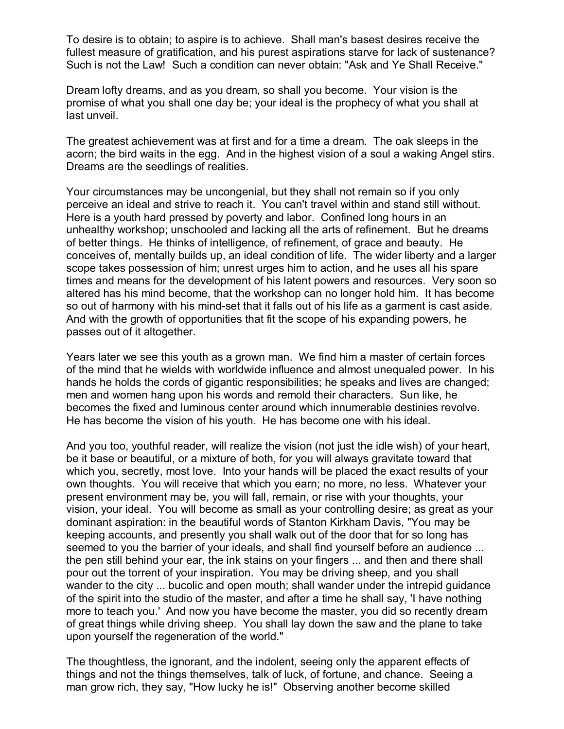To desire is to obtain; to aspire is to achieve. Shall man's basest desires receive the fullest measure of gratification, and his purest aspirations starve for lack of sustenance? Such is not the Law! Such a condition can never obtain: "Ask and Ye Shall Receive."

Dream lofty dreams, and as you dream, so shall you become. Your vision is the promise of what you shall one day be; your ideal is the prophecy of what you shall at last unveil.

The greatest achievement was at first and for a time a dream. The oak sleeps in the acorn; the bird waits in the egg. And in the highest vision of a soul a waking Angel stirs. Dreams are the seedlings of realities.

Your circumstances may be uncongenial, but they shall not remain so if you only perceive an ideal and strive to reach it. You can't travel within and stand still without. Here is a youth hard pressed by poverty and labor. Confined long hours in an unhealthy workshop; unschooled and lacking all the arts of refinement. But he dreams of better things. He thinks of intelligence, of refinement, of grace and beauty. He conceives of, mentally builds up, an ideal condition of life. The wider liberty and a larger scope takes possession of him; unrest urges him to action, and he uses all his spare times and means for the development of his latent powers and resources. Very soon so altered has his mind become, that the workshop can no longer hold him. It has become so out of harmony with his mind-set that it falls out of his life as a garment is cast aside. And with the growth of opportunities that fit the scope of his expanding powers, he passes out of it altogether.

Years later we see this youth as a grown man. We find him a master of certain forces of the mind that he wields with worldwide influence and almost unequaled power. In his hands he holds the cords of gigantic responsibilities; he speaks and lives are changed; men and women hang upon his words and remold their characters. Sun like, he becomes the fixed and luminous center around which innumerable destinies revolve. He has become the vision of his youth. He has become one with his ideal.

And you too, youthful reader, will realize the vision (not just the idle wish) of your heart, be it base or beautiful, or a mixture of both, for you will always gravitate toward that which you, secretly, most love. Into your hands will be placed the exact results of your own thoughts. You will receive that which you earn; no more, no less. Whatever your present environment may be, you will fall, remain, or rise with your thoughts, your vision, your ideal. You will become as small as your controlling desire; as great as your dominant aspiration: in the beautiful words of Stanton Kirkham Davis, "You may be keeping accounts, and presently you shall walk out of the door that for so long has seemed to you the barrier of your ideals, and shall find yourself before an audience ... the pen still behind your ear, the ink stains on your fingers ... and then and there shall pour out the torrent of your inspiration. You may be driving sheep, and you shall wander to the city ... bucolic and open mouth; shall wander under the intrepid guidance of the spirit into the studio of the master, and after a time he shall say, 'I have nothing more to teach you.' And now you have become the master, you did so recently dream of great things while driving sheep. You shall lay down the saw and the plane to take upon yourself the regeneration of the world."

The thoughtless, the ignorant, and the indolent, seeing only the apparent effects of things and not the things themselves, talk of luck, of fortune, and chance. Seeing a man grow rich, they say, "How lucky he is!" Observing another become skilled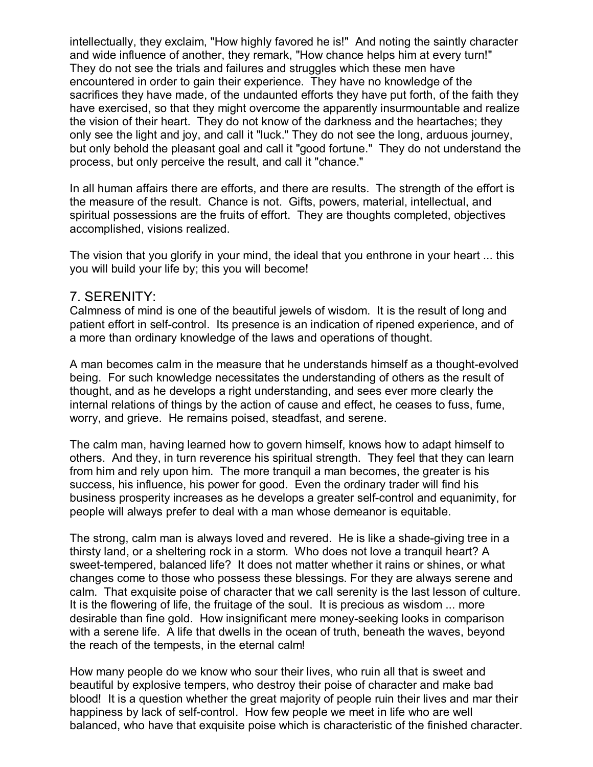intellectually, they exclaim, "How highly favored he is!" And noting the saintly character and wide influence of another, they remark, "How chance helps him at every turn!" They do not see the trials and failures and struggles which these men have encountered in order to gain their experience. They have no knowledge of the sacrifices they have made, of the undaunted efforts they have put forth, of the faith they have exercised, so that they might overcome the apparently insurmountable and realize the vision of their heart. They do not know of the darkness and the heartaches; they only see the light and joy, and call it "luck." They do not see the long, arduous journey, but only behold the pleasant goal and call it "good fortune." They do not understand the process, but only perceive the result, and call it "chance."

In all human affairs there are efforts, and there are results. The strength of the effort is the measure of the result. Chance is not. Gifts, powers, material, intellectual, and spiritual possessions are the fruits of effort. They are thoughts completed, objectives accomplished, visions realized.

The vision that you glorify in your mind, the ideal that you enthrone in your heart ... this you will build your life by; this you will become!

## 7. SERENITY:

Calmness of mind is one of the beautiful jewels of wisdom. It is the result of long and patient effort in self-control. Its presence is an indication of ripened experience, and of a more than ordinary knowledge of the laws and operations of thought.

A man becomes calm in the measure that he understands himself as a thought-evolved being. For such knowledge necessitates the understanding of others as the result of thought, and as he develops a right understanding, and sees ever more clearly the internal relations of things by the action of cause and effect, he ceases to fuss, fume, worry, and grieve. He remains poised, steadfast, and serene.

The calm man, having learned how to govern himself, knows how to adapt himself to others. And they, in turn reverence his spiritual strength. They feel that they can learn from him and rely upon him. The more tranquil a man becomes, the greater is his success, his influence, his power for good. Even the ordinary trader will find his business prosperity increases as he develops a greater self-control and equanimity, for people will always prefer to deal with a man whose demeanor is equitable.

The strong, calm man is always loved and revered. He is like a shade-giving tree in a thirsty land, or a sheltering rock in a storm. Who does not love a tranquil heart? A sweet-tempered, balanced life? It does not matter whether it rains or shines, or what changes come to those who possess these blessings. For they are always serene and calm. That exquisite poise of character that we call serenity is the last lesson of culture. It is the flowering of life, the fruitage of the soul. It is precious as wisdom ... more desirable than fine gold. How insignificant mere money-seeking looks in comparison with a serene life. A life that dwells in the ocean of truth, beneath the waves, beyond the reach of the tempests, in the eternal calm!

How many people do we know who sour their lives, who ruin all that is sweet and beautiful by explosive tempers, who destroy their poise of character and make bad blood! It is a question whether the great majority of people ruin their lives and mar their happiness by lack of self-control. How few people we meet in life who are well balanced, who have that exquisite poise which is characteristic of the finished character.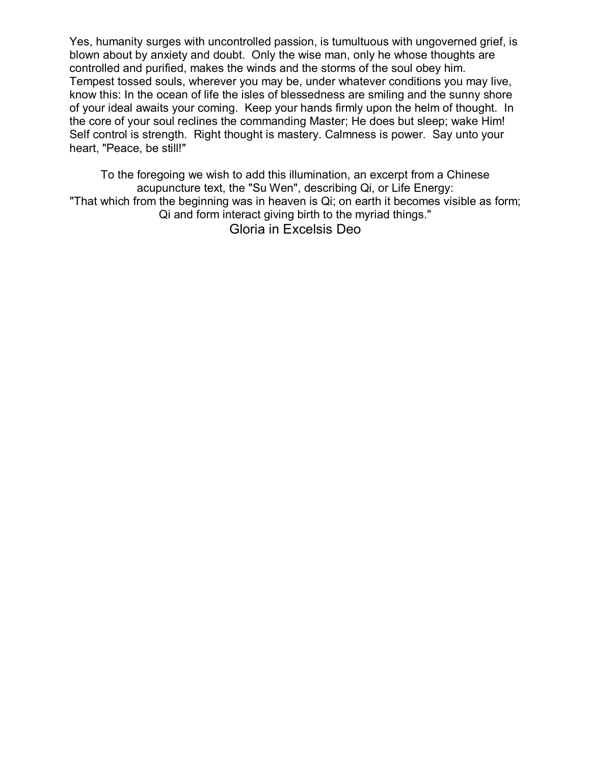Yes, humanity surges with uncontrolled passion, is tumultuous with ungoverned grief, is blown about by anxiety and doubt. Only the wise man, only he whose thoughts are controlled and purified, makes the winds and the storms of the soul obey him. Tempest tossed souls, wherever you may be, under whatever conditions you may live, know this: In the ocean of life the isles of blessedness are smiling and the sunny shore of your ideal awaits your coming. Keep your hands firmly upon the helm of thought. In the core of your soul reclines the commanding Master; He does but sleep; wake Him! Self control is strength. Right thought is mastery. Calmness is power. Say unto your heart, "Peace, be still!"

To the foregoing we wish to add this illumination, an excerpt from a Chinese acupuncture text, the "Su Wen", describing Qi, or Life Energy:
"That which from the beginning was in heaven is Qi; on earth it becomes visible as form; Qi and form interact giving birth to the myriad things."

Gloria in Excelsis Deo